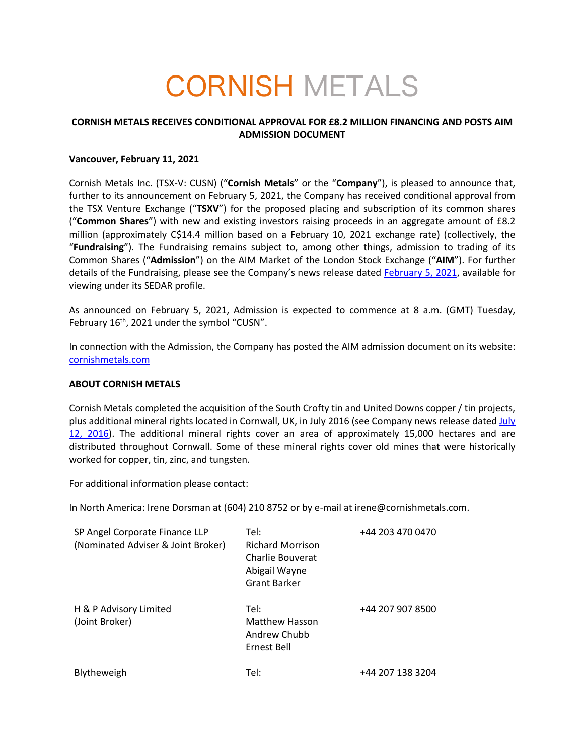# CORNISH METALS

**CORNISH METALS RECEIVES CONDITIONAL APPROVAL FOR £8.2 MILLION FINANCING AND POSTS AIM ADMISSION DOCUMENT**

**Vancouver, February 11, 2021**

Cornish Metals Inc. (TSX-V: CUSN) ("**Cornish Metals**" or the "**Company**"), is pleased to announce that, further to its announcement on February 5, 2021, the Company has received conditional approval from the TSX Venture Exchange ("**TSXV**") for the proposed placing and subscription of its common shares ("**Common Shares**") with new and existing investors raising proceeds in an aggregate amount of £8.2 million (approximately C$14.4 million based on a February 10, 2021 exchange rate) (collectively, the "**Fundraising**"). The Fundraising remains subject to, among other things, admission to trading of its Common Shares ("**Admission**") on the AIM Market of the London Stock Exchange ("**AIM**"). For further details of the Fundraising, please see the Company's news release dated February 5, 2021, available for viewing under its SEDAR profile.

As announced on February 5, 2021, Admission is expected to commence at 8 a.m. (GMT) Tuesday, February 16th, 2021 under the symbol "CUSN".

In connection with the Admission, the Company has posted the AIM admission document on its website: cornishmetals.com

**ABOUT CORNISH METALS**

Cornish Metals completed the acquisition of the South Crofty tin and United Downs copper / tin projects, plus additional mineral rights located in Cornwall, UK, in July 2016 (see Company news release dated July 12, 2016). The additional mineral rights cover an area of approximately 15,000 hectares and are distributed throughout Cornwall. Some of these mineral rights cover old mines that were historically worked for copper, tin, zinc, and tungsten.

For additional information please contact:

In North America: Irene Dorsman at (604) 210 8752 or by e-mail at irene@cornishmetals.com.

| | | |
|---|---|---|
| SP Angel Corporate Finance LLP (Nominated Adviser & Joint Broker) | Tel: Richard Morrison Charlie Bouverat Abigail Wayne Grant Barker | +44 203 470 0470 |
| H & P Advisory Limited (Joint Broker) | Tel: Matthew Hasson Andrew Chubb Ernest Bell | +44 207 907 8500 |
| Blytheweigh | Tel: | +44 207 138 3204 |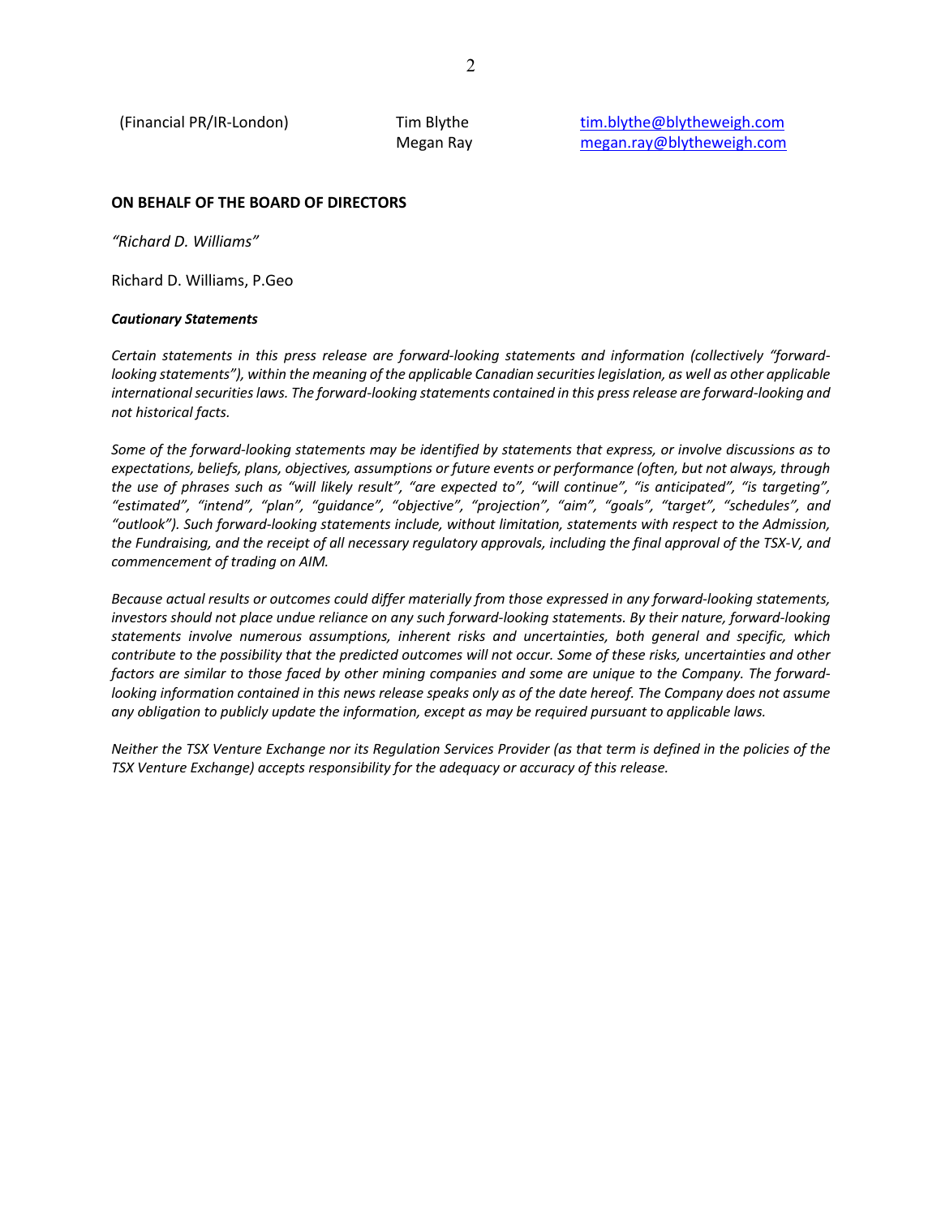| | | |
|---|---|---|
| (Financial PR/IR-London) | Tim Blythe<br>Megan Ray | tim.blythe@blytheweigh.com<br>megan.ray@blytheweigh.com |

**ON BEHALF OF THE BOARD OF DIRECTORS**

*"Richard D. Williams"*

Richard D. Williams, P.Geo

***Cautionary Statements***

*Certain statements in this press release are forward-looking statements and information (collectively "forward-looking statements"), within the meaning of the applicable Canadian securities legislation, as well as other applicable international securities laws. The forward-looking statements contained in this press release are forward-looking and not historical facts.*

*Some of the forward-looking statements may be identified by statements that express, or involve discussions as to expectations, beliefs, plans, objectives, assumptions or future events or performance (often, but not always, through the use of phrases such as "will likely result", "are expected to", "will continue", "is anticipated", "is targeting", "estimated", "intend", "plan", "guidance", "objective", "projection", "aim", "goals", "target", "schedules", and "outlook"). Such forward-looking statements include, without limitation, statements with respect to the Admission, the Fundraising, and the receipt of all necessary regulatory approvals, including the final approval of the TSX-V, and commencement of trading on AIM.*

*Because actual results or outcomes could differ materially from those expressed in any forward-looking statements, investors should not place undue reliance on any such forward-looking statements. By their nature, forward-looking statements involve numerous assumptions, inherent risks and uncertainties, both general and specific, which contribute to the possibility that the predicted outcomes will not occur. Some of these risks, uncertainties and other factors are similar to those faced by other mining companies and some are unique to the Company. The forward-looking information contained in this news release speaks only as of the date hereof. The Company does not assume any obligation to publicly update the information, except as may be required pursuant to applicable laws.*

*Neither the TSX Venture Exchange nor its Regulation Services Provider (as that term is defined in the policies of the TSX Venture Exchange) accepts responsibility for the adequacy or accuracy of this release.*